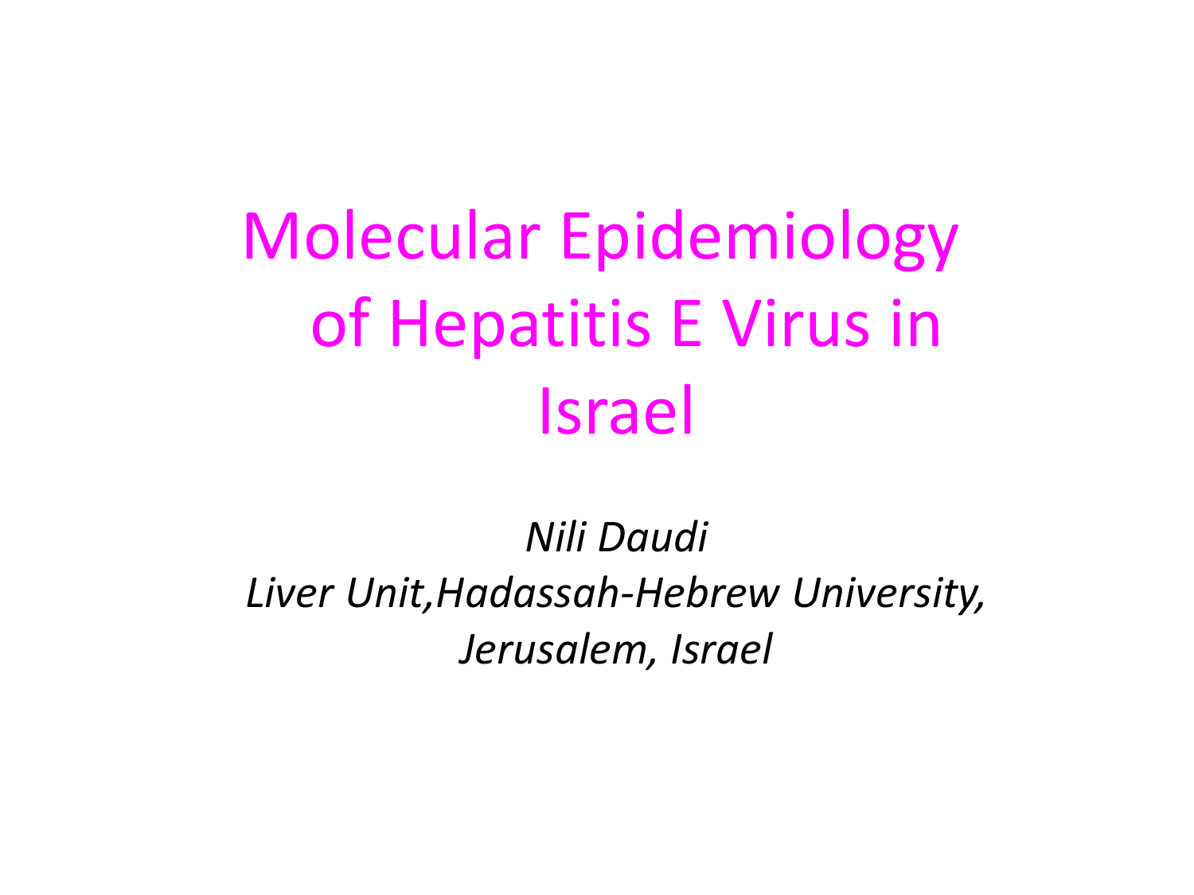# Molecular Epidemiology of Hepatitis E Virus in Israel

*Nili Daudi*

*Liver Unit,Hadassah-Hebrew University, Jerusalem, Israel*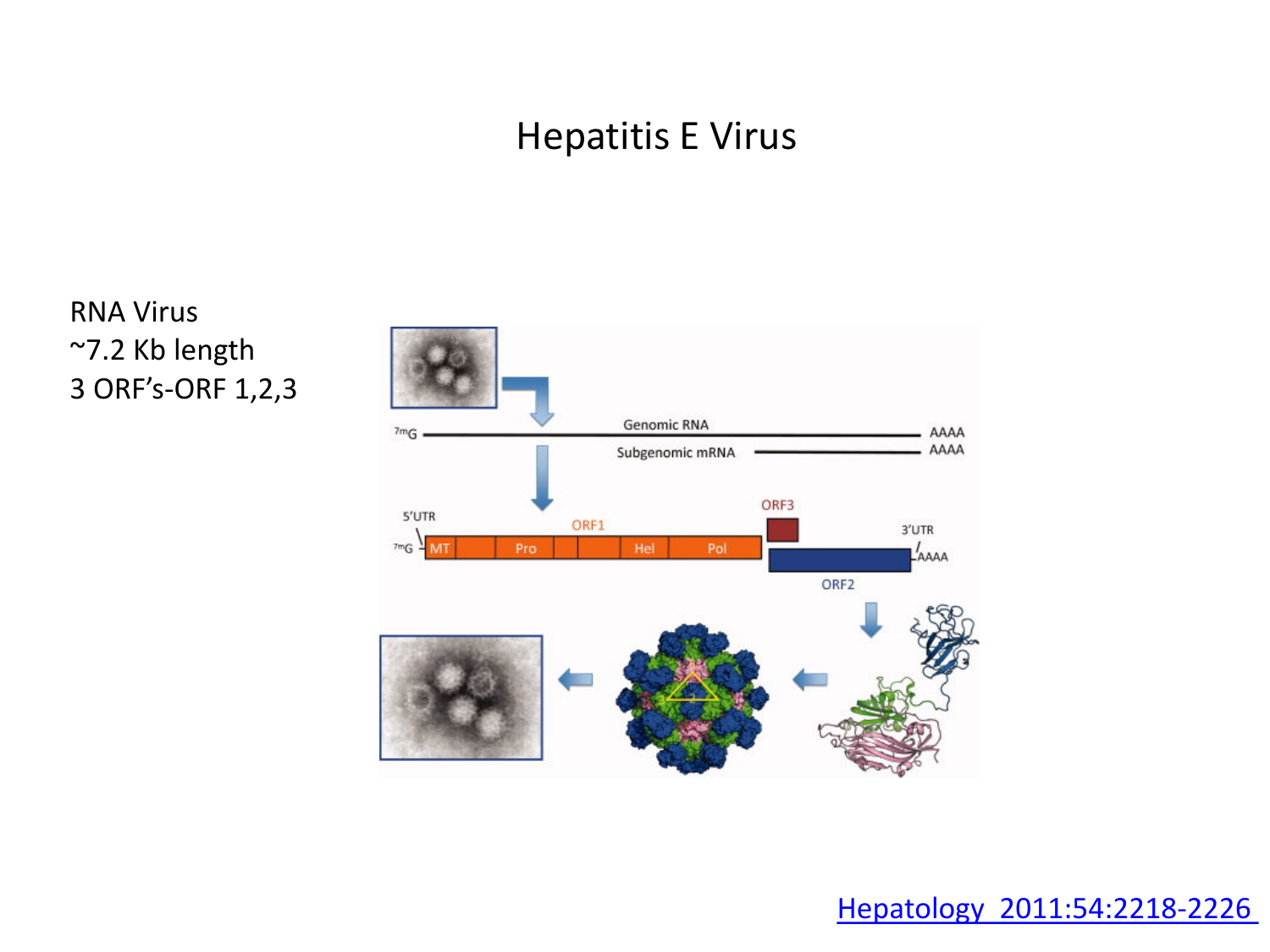# Hepatitis E Virus

RNA Virus
~7.2 Kb length
3 ORF's-ORF 1,2,3

Hepatology 2011:54:2218-2226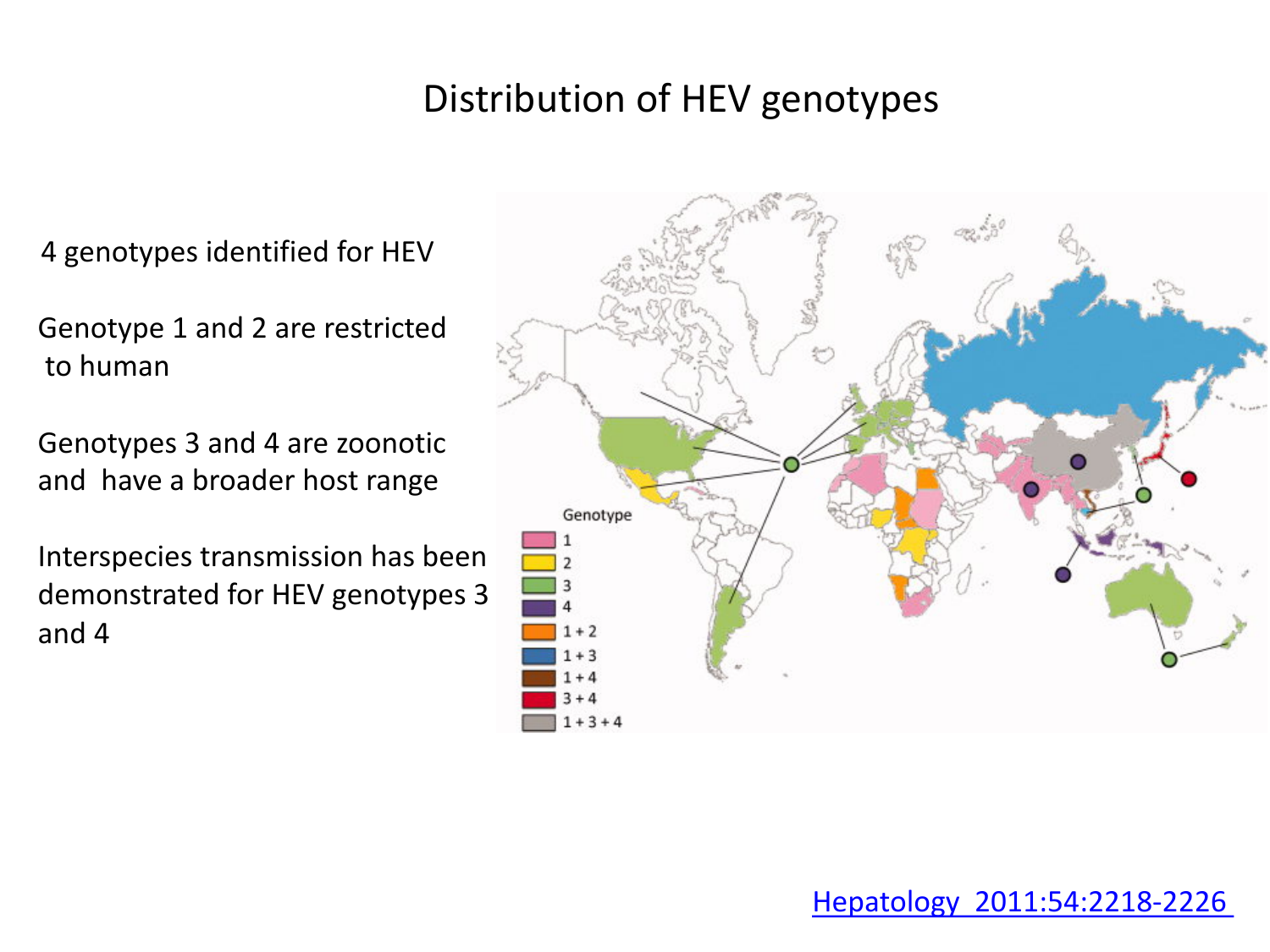# Distribution of HEV genotypes

4 genotypes identified for HEV

Genotype 1 and 2 are restricted to human

Genotypes 3 and 4 are zoonotic and have a broader host range

Interspecies transmission has been demonstrated for HEV genotypes 3 and 4

Genotype
- 1
- 2
- 3
- 4
- 1 + 2
- 1 + 3
- 1 + 4
- 3 + 4
- 1 + 3 + 4

Hepatology 2011:54:2218-2226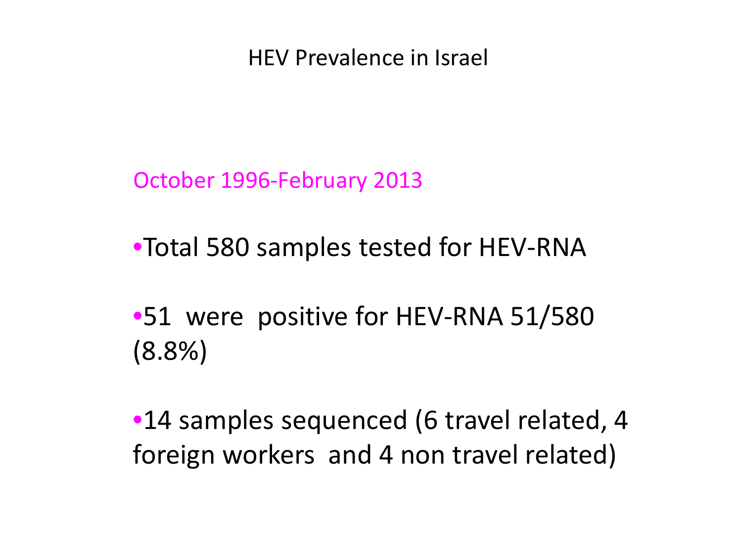# HEV Prevalence in Israel

October 1996-February 2013

- Total 580 samples tested for HEV-RNA
- 51 were positive for HEV-RNA 51/580 (8.8%)
- 14 samples sequenced (6 travel related, 4 foreign workers and 4 non travel related)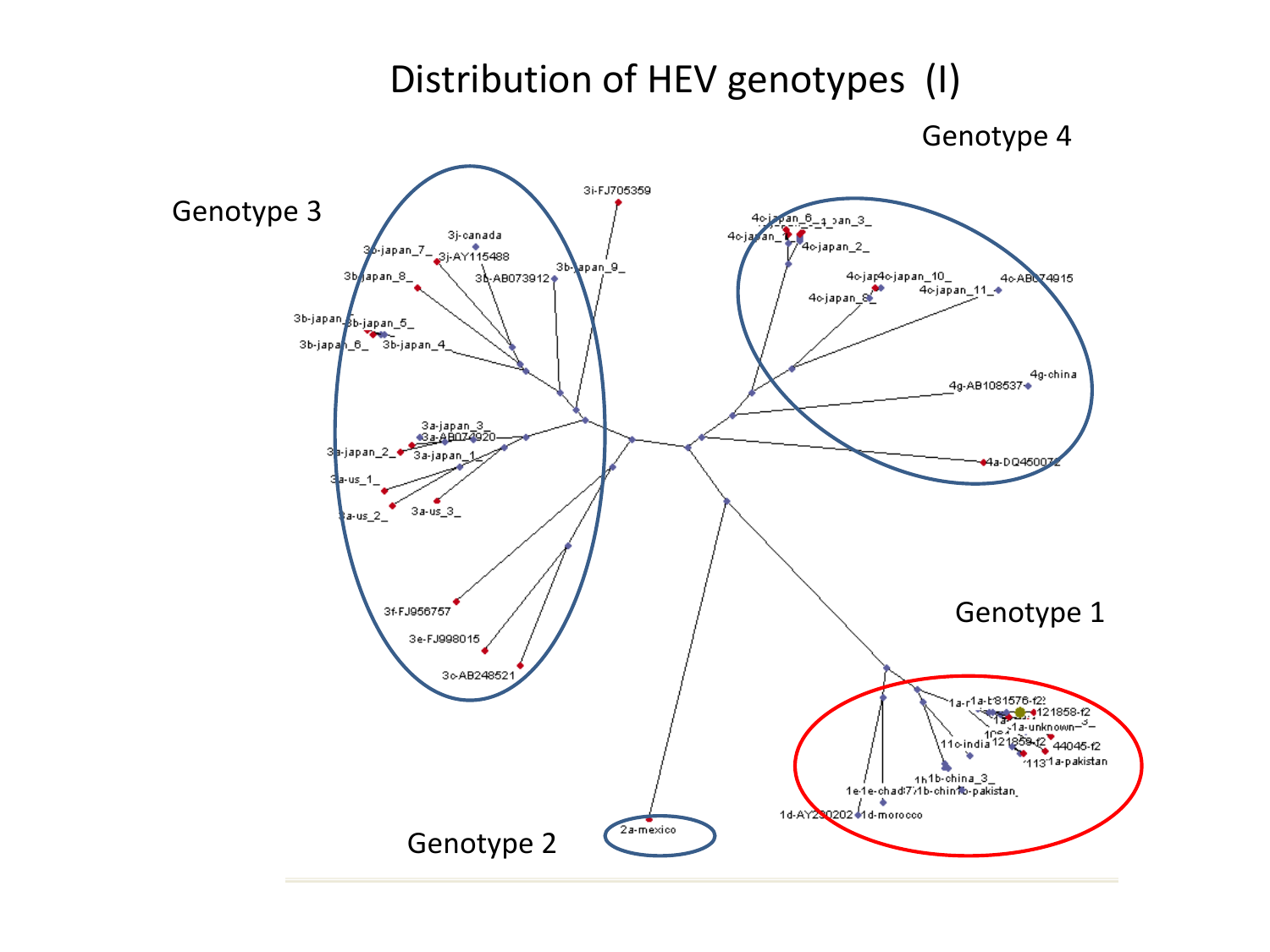# Distribution of HEV genotypes (I)

Genotype 3

Genotype 4

Genotype 1

Genotype 2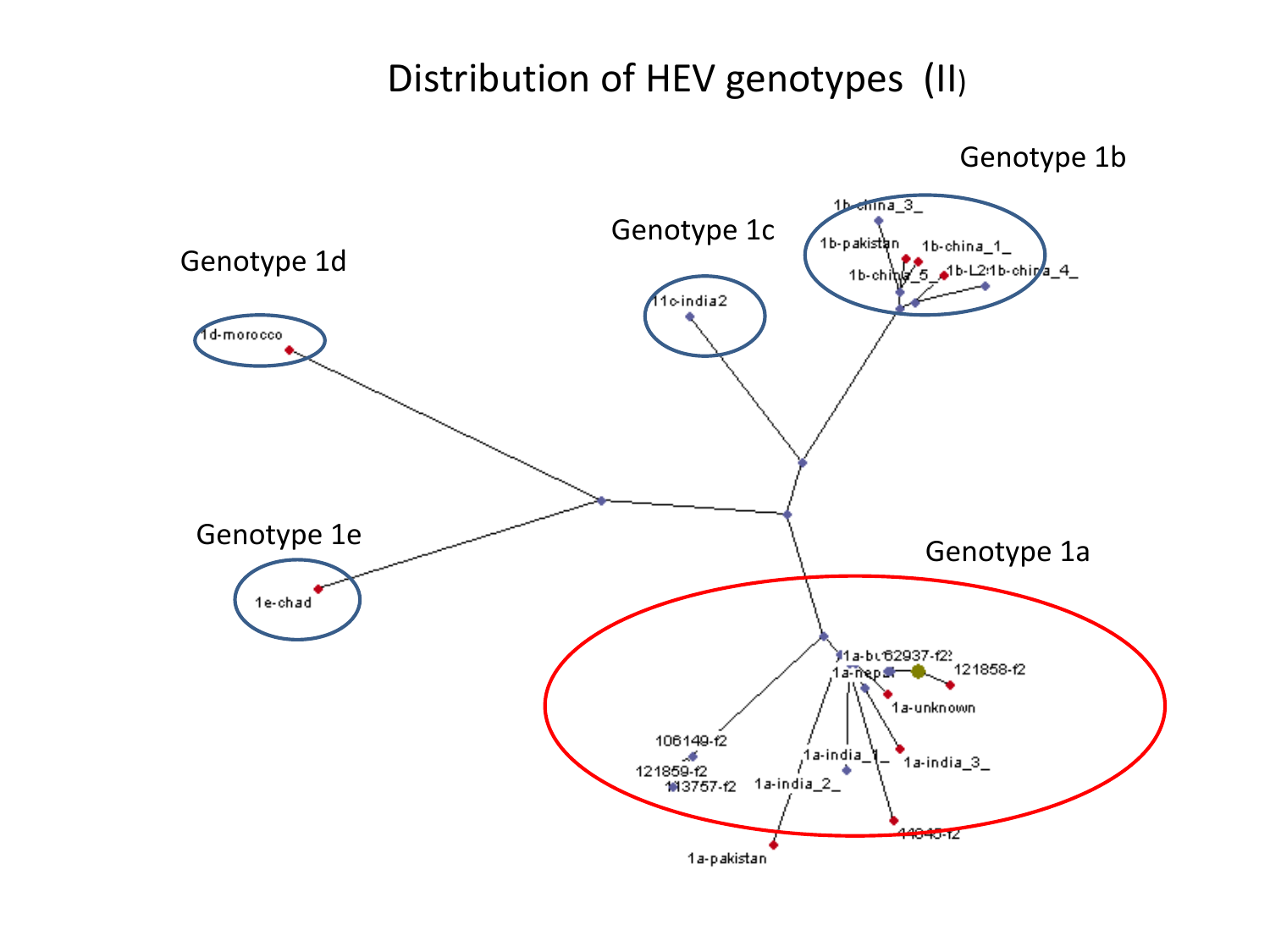# Distribution of HEV genotypes (II)

Genotype 1b

1b-china_3_

1b-pakistan

1b-china_1_

1b-china_5_

1b-L2

1b-china_4_

Genotype 1c

1c-india2

Genotype 1d

1d-morocco

Genotype 1e

1e-chad

Genotype 1a

1a-bu

62937-f2

1a-nepal

121858-f2

1a-unknown

106149-f2

121859-f2

113757-f2

1a-india_1_

1a-india_3_

1a-india_2_

14845-f2

1a-pakistan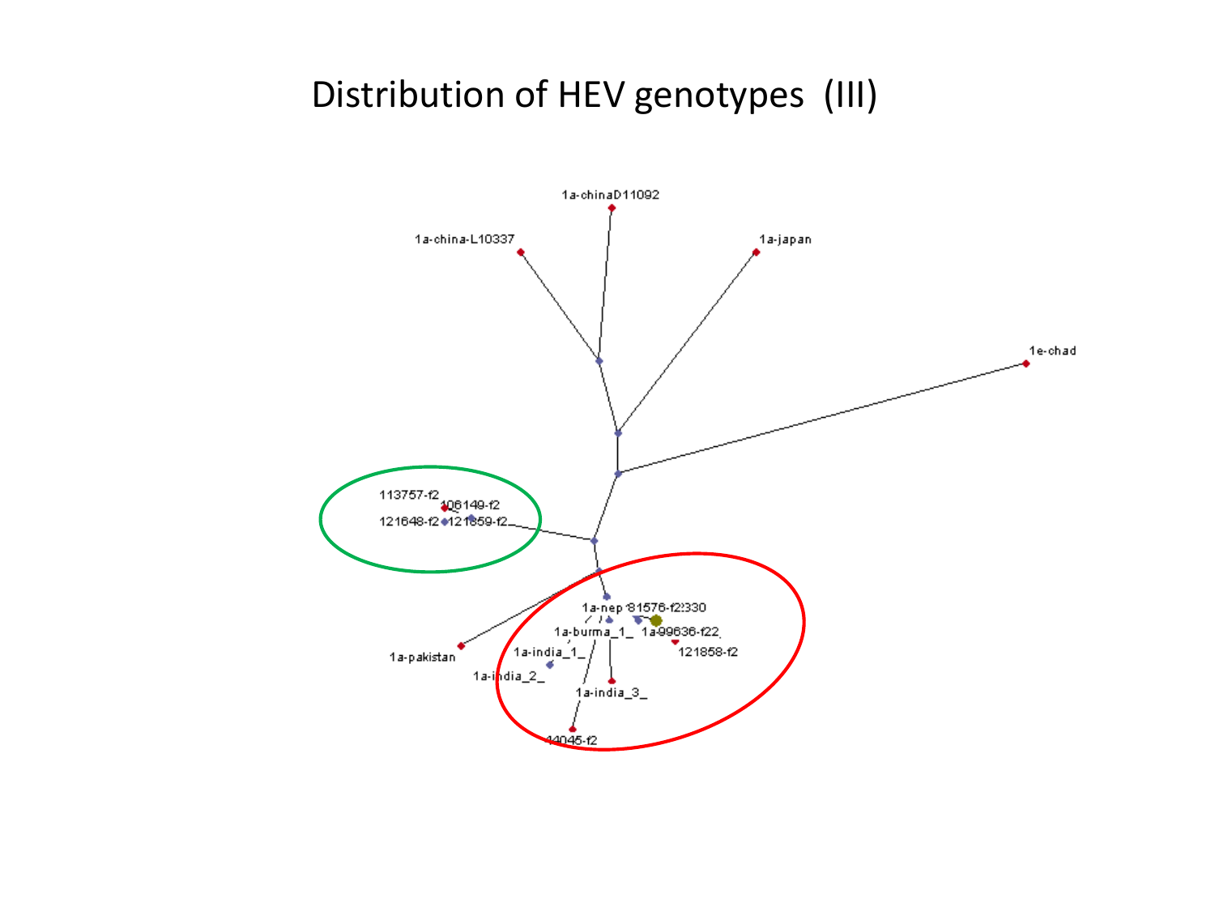# Distribution of HEV genotypes (III)

1a-chinaD11092

1a-china-L10337

1a-japan

1e-chad

113757-f2

106149-f2

121648-f2

121659-f2

1a-nep

81576-f2

330

1a-burma_1_

1a-99636-f22

121858-f2

1a-pakistan

1a-india_1_

1a-india_2_

1a-india_3_

14045-f2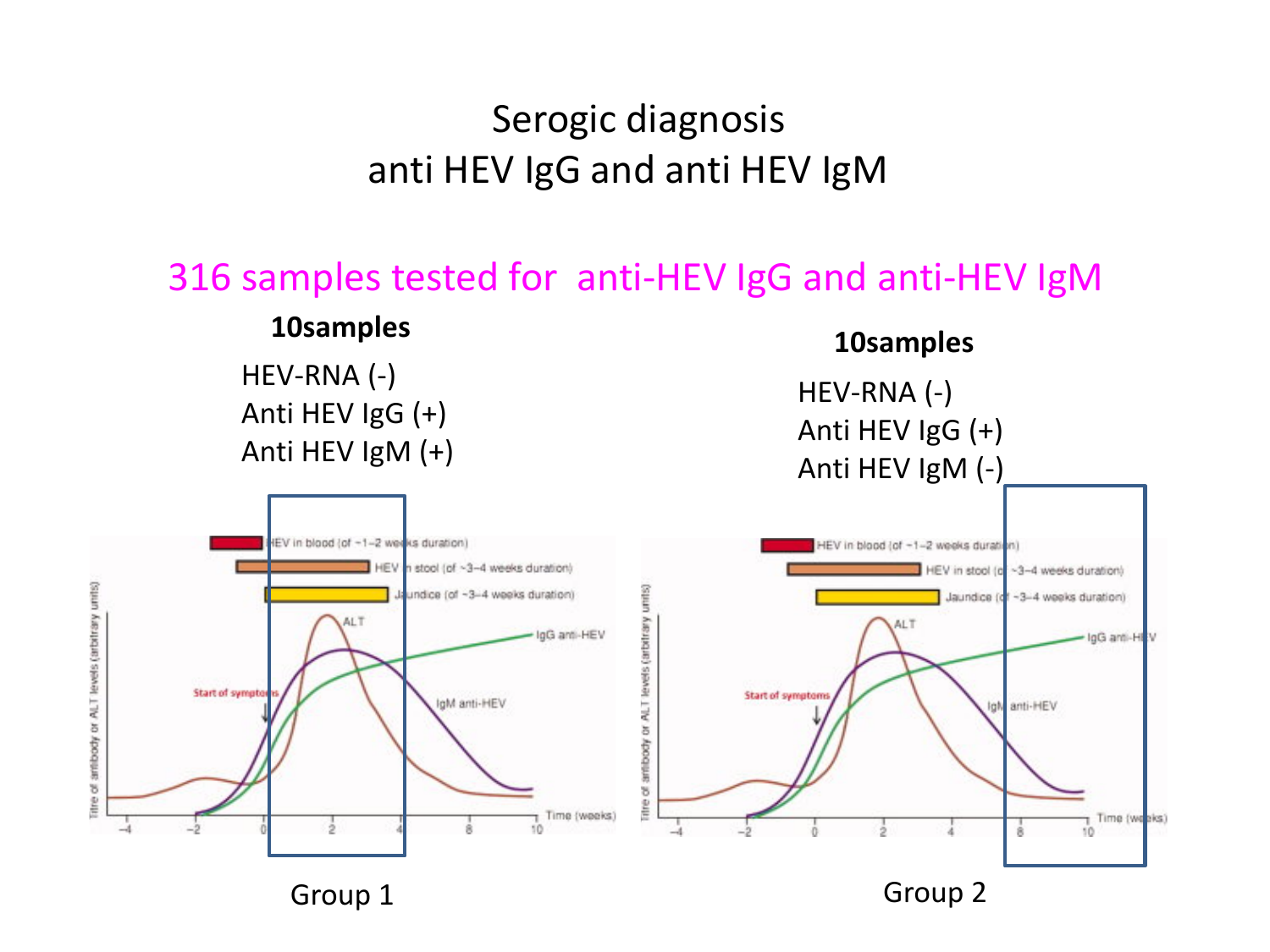# Serogic diagnosis
## anti HEV IgG and anti HEV IgM

316 samples tested for anti-HEV IgG and anti-HEV IgM

**10samples**

HEV-RNA (-)
Anti HEV IgG (+)
Anti HEV IgM (+)

Group 1

**10samples**

HEV-RNA (-)
Anti HEV IgG (+)
Anti HEV IgM (-)

Group 2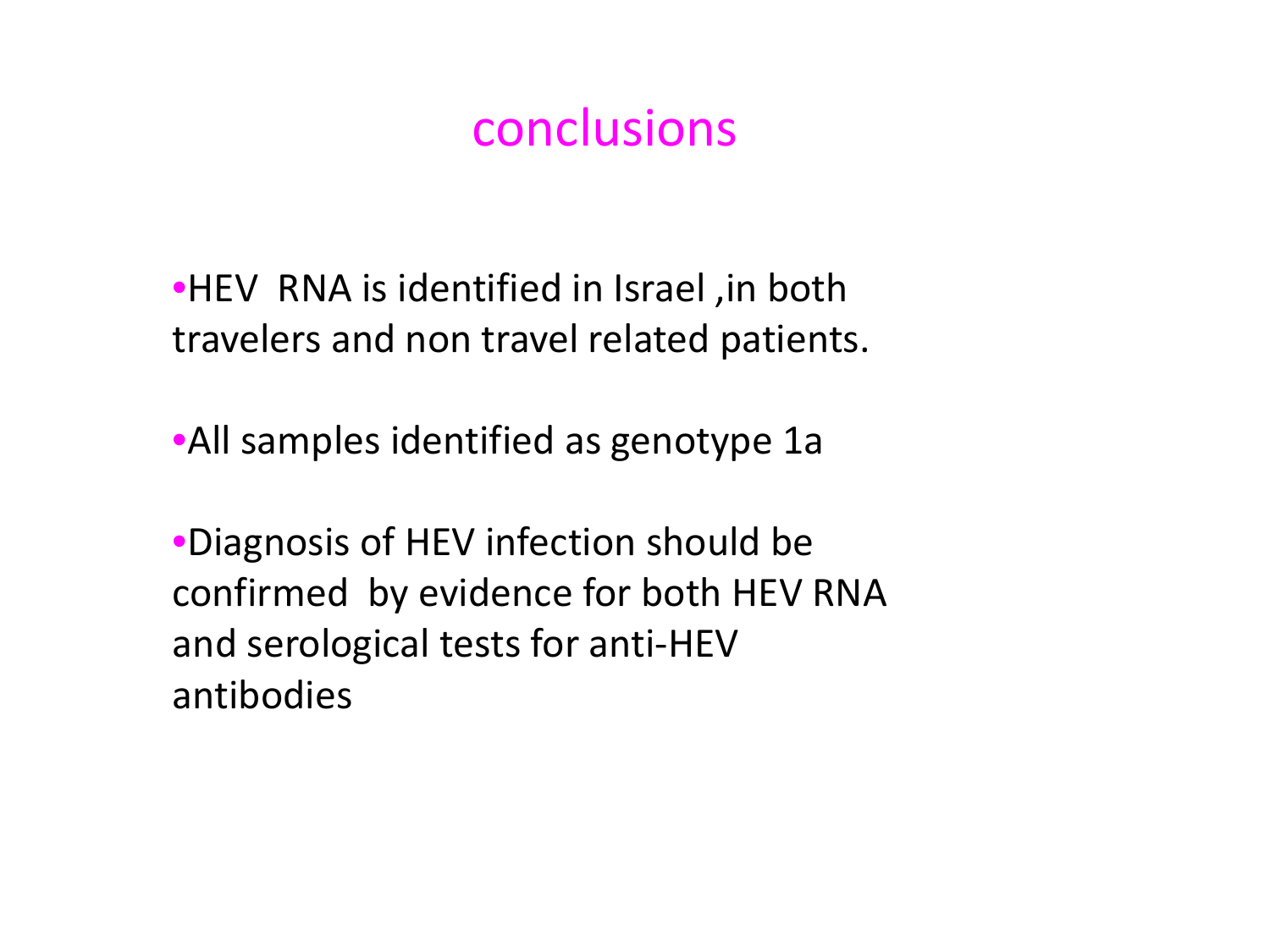# conclusions

- HEV RNA is identified in Israel ,in both travelers and non travel related patients.
- All samples identified as genotype 1a
- Diagnosis of HEV infection should be confirmed by evidence for both HEV RNA and serological tests for anti-HEV antibodies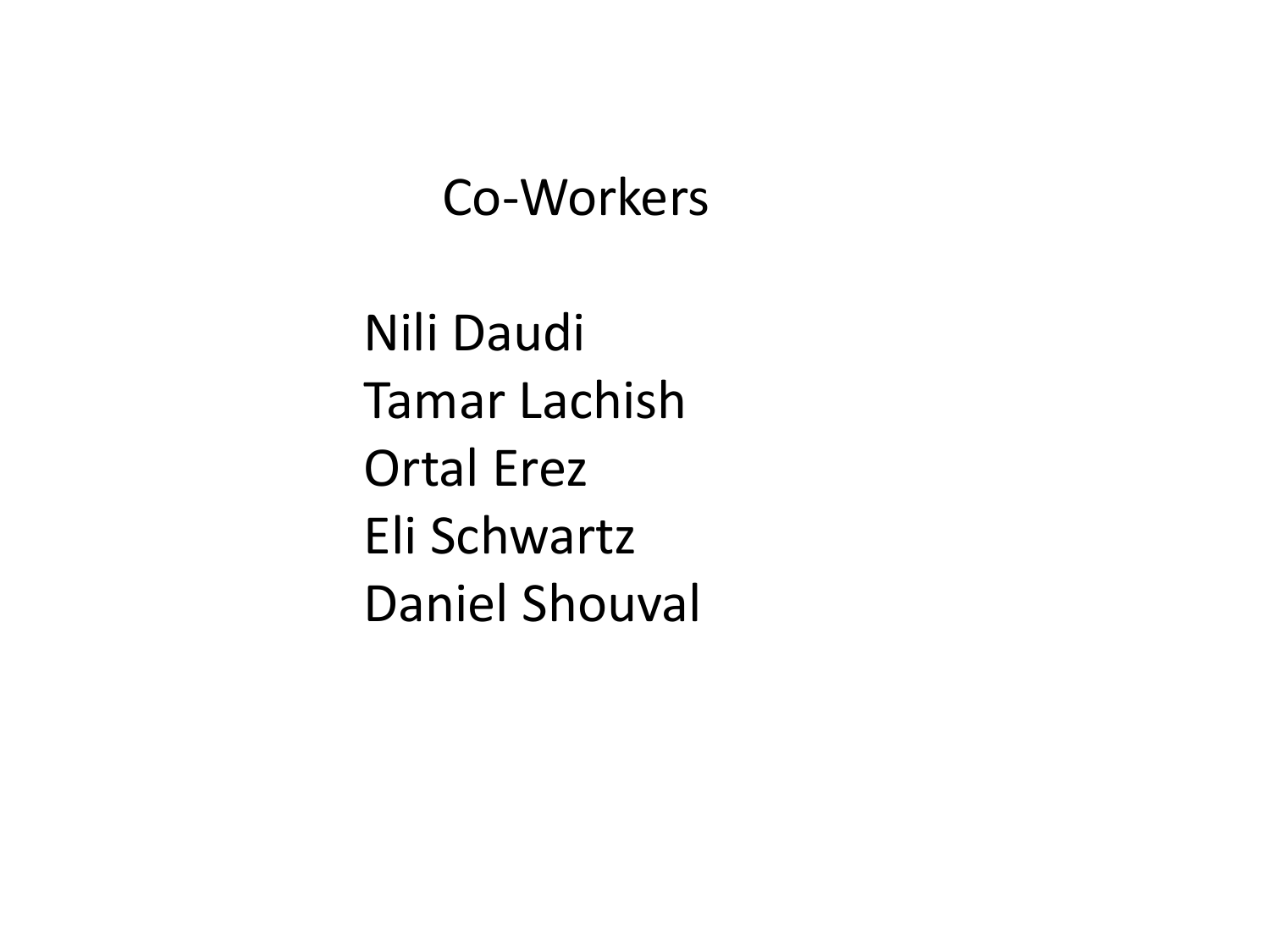# Co-Workers

Nili Daudi
Tamar Lachish
Ortal Erez
Eli Schwartz
Daniel Shouval